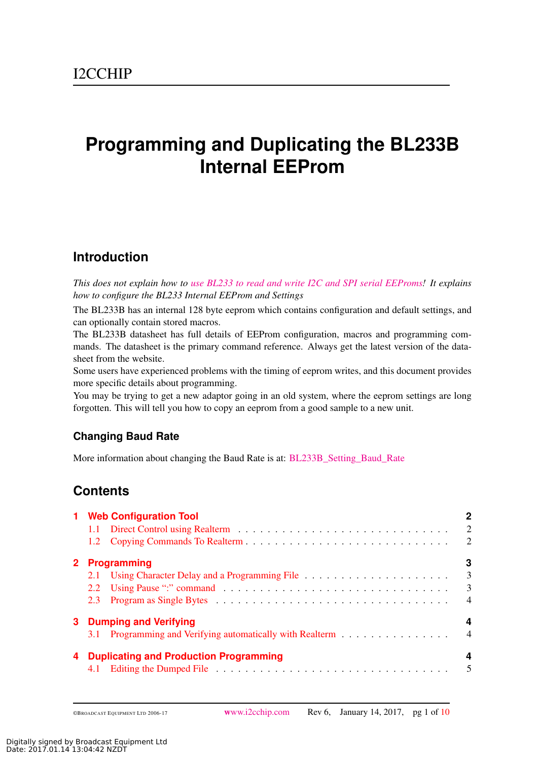I2CCHIP

# Programming and Duplicating the BL233B Internal EEProm

## Introduction

*This does not explain how to use BL233 to read and write I2C and SPI serial EEProms! It explains how to configure the BL233 Internal EEProm and Settings*

The BL233B has an internal 128 byte eeprom which contains configuration and default settings, and can optionally contain stored macros.

The BL233B datasheet has full details of EEProm configuration, macros and programming commands. The datasheet is the primary command reference. Always get the latest version of the datasheet from the website.

Some users have experienced problems with the timing of eeprom writes, and this document provides more specific details about programming.

You may be trying to get a new adaptor going in an old system, where the eeprom settings are long forgotten. This will tell you how to copy an eeprom from a good sample to a new unit.

### Changing Baud Rate

More information about changing the Baud Rate is at: BL233B_Setting_Baud_Rate

## Contents

| | | |
|---|---|---|
| **1** | **Web Configuration Tool** | **2** |
| 1.1 | Direct Control using Realterm | 2 |
| 1.2 | Copying Commands To Realterm | 2 |
| **2** | **Programming** | **3** |
| 2.1 | Using Character Delay and a Programming File | 3 |
| 2.2 | Using Pause ":" command | 3 |
| 2.3 | Program as Single Bytes | 4 |
| **3** | **Dumping and Verifying** | **4** |
| 3.1 | Programming and Verifying automatically with Realterm | 4 |
| **4** | **Duplicating and Production Programming** | **4** |
| 4.1 | Editing the Dumped File | 5 |

Digitally signed by Broadcast Equipment Ltd
Date: 2017.01.14 13:04:42 NZDT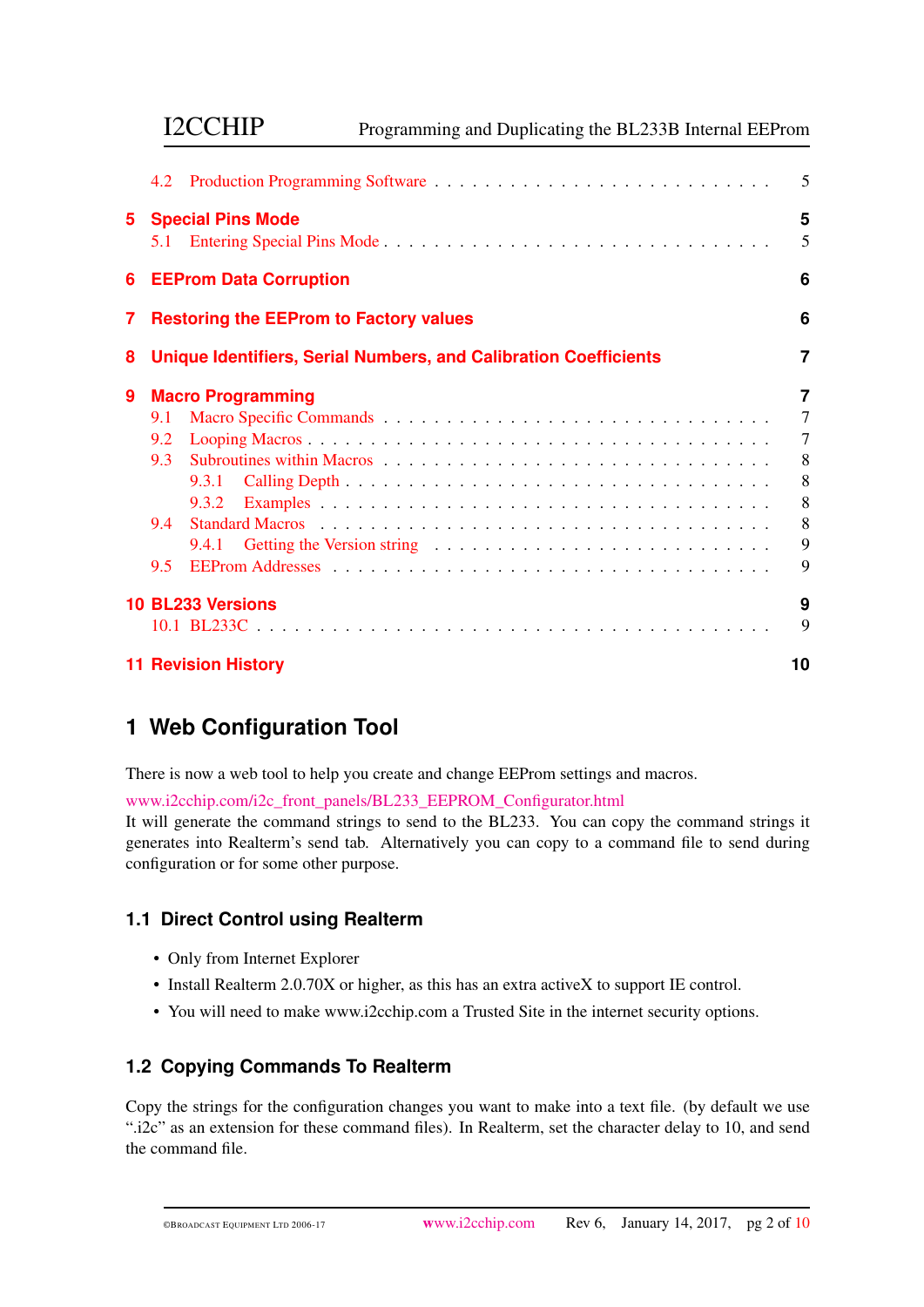| | | |
|---|---|---|
| 4.2 | Production Programming Software | 5 |
| **5** | **Special Pins Mode** | **5** |
| 5.1 | Entering Special Pins Mode | 5 |
| **6** | **EEProm Data Corruption** | **6** |
| **7** | **Restoring the EEProm to Factory values** | **6** |
| **8** | **Unique Identifiers, Serial Numbers, and Calibration Coefficients** | **7** |
| **9** | **Macro Programming** | **7** |
| 9.1 | Macro Specific Commands | 7 |
| 9.2 | Looping Macros | 7 |
| 9.3 | Subroutines within Macros | 8 |
| 9.3.1 | Calling Depth | 8 |
| 9.3.2 | Examples | 8 |
| 9.4 | Standard Macros | 8 |
| 9.4.1 | Getting the Version string | 9 |
| 9.5 | EEProm Addresses | 9 |
| **10** | **BL233 Versions** | **9** |
| 10.1 | BL233C | 9 |
| **11** | **Revision History** | **10** |

# 1 Web Configuration Tool

There is now a web tool to help you create and change EEProm settings and macros.

www.i2cchip.com/i2c_front_panels/BL233_EEPROM_Configurator.html
It will generate the command strings to send to the BL233. You can copy the command strings it generates into Realterm's send tab. Alternatively you can copy to a command file to send during configuration or for some other purpose.

## 1.1 Direct Control using Realterm

- Only from Internet Explorer
- Install Realterm 2.0.70X or higher, as this has an extra activeX to support IE control.
- You will need to make www.i2cchip.com a Trusted Site in the internet security options.

## 1.2 Copying Commands To Realterm

Copy the strings for the configuration changes you want to make into a text file. (by default we use ".i2c" as an extension for these command files). In Realterm, set the character delay to 10, and send the command file.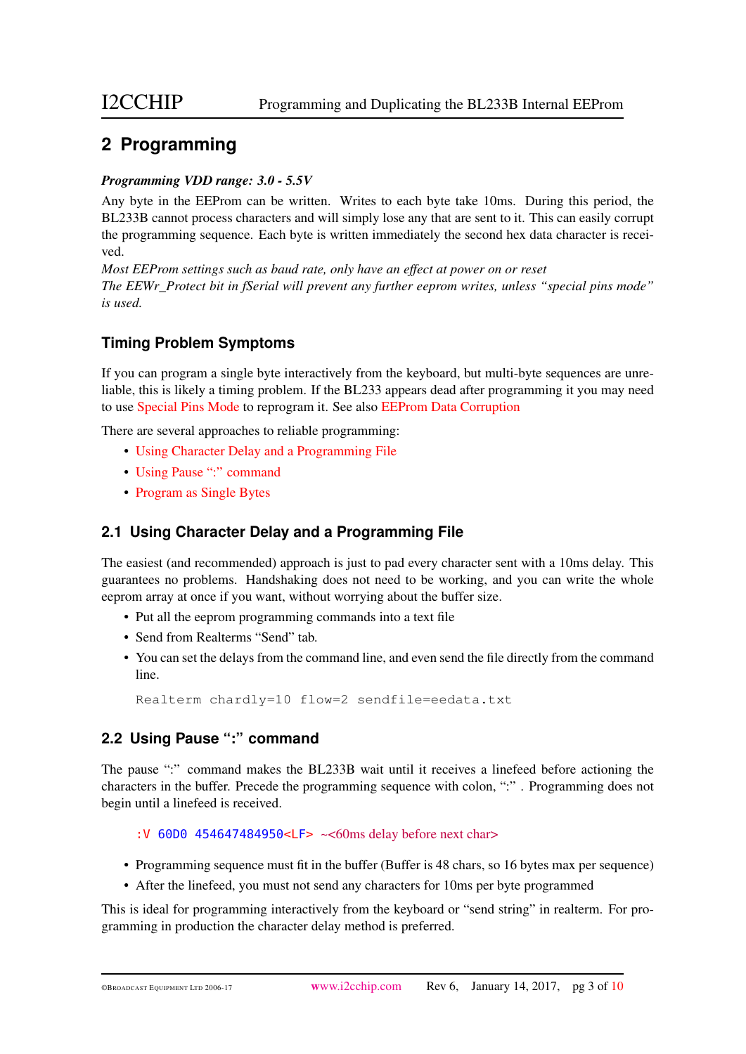# 2 Programming

***Programming VDD range: 3.0 - 5.5V***

Any byte in the EEProm can be written. Writes to each byte take 10ms. During this period, the BL233B cannot process characters and will simply lose any that are sent to it. This can easily corrupt the programming sequence. Each byte is written immediately the second hex data character is received.

*Most EEProm settings such as baud rate, only have an effect at power on or reset*
*The EEWr_Protect bit in fSerial will prevent any further eeprom writes, unless "special pins mode" is used.*

### Timing Problem Symptoms

If you can program a single byte interactively from the keyboard, but multi-byte sequences are unreliable, this is likely a timing problem. If the BL233 appears dead after programming it you may need to use Special Pins Mode to reprogram it. See also EEProm Data Corruption

There are several approaches to reliable programming:

- Using Character Delay and a Programming File
- Using Pause ":" command
- Program as Single Bytes

## 2.1 Using Character Delay and a Programming File

The easiest (and recommended) approach is just to pad every character sent with a 10ms delay. This guarantees no problems. Handshaking does not need to be working, and you can write the whole eeprom array at once if you want, without worrying about the buffer size.

- Put all the eeprom programming commands into a text file
- Send from Realterms "Send" tab.
- You can set the delays from the command line, and even send the file directly from the command line.

```
Realterm chardly=10 flow=2 sendfile=eedata.txt
```

## 2.2 Using Pause ":" command

The pause ":" command makes the BL233B wait until it receives a linefeed before actioning the characters in the buffer. Precede the programming sequence with colon, ":" . Programming does not begin until a linefeed is received.

`:V 60D0 454647484950<LF>` ~<60ms delay before next char>

- Programming sequence must fit in the buffer (Buffer is 48 chars, so 16 bytes max per sequence)
- After the linefeed, you must not send any characters for 10ms per byte programmed

This is ideal for programming interactively from the keyboard or "send string" in realterm. For programming in production the character delay method is preferred.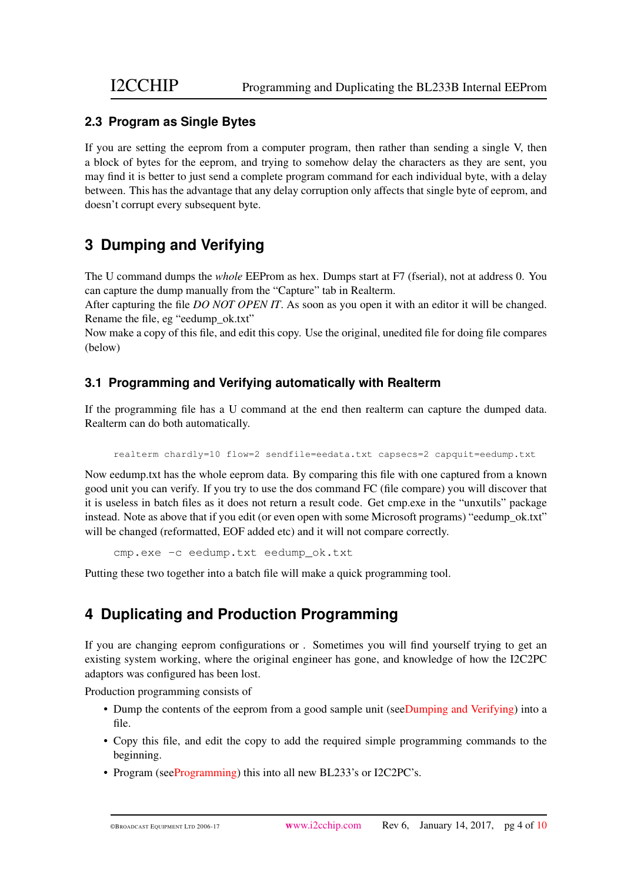### 2.3 Program as Single Bytes

If you are setting the eeprom from a computer program, then rather than sending a single V, then a block of bytes for the eeprom, and trying to somehow delay the characters as they are sent, you may find it is better to just send a complete program command for each individual byte, with a delay between. This has the advantage that any delay corruption only affects that single byte of eeprom, and doesn't corrupt every subsequent byte.

## 3 Dumping and Verifying

The U command dumps the *whole* EEProm as hex. Dumps start at F7 (fserial), not at address 0. You can capture the dump manually from the "Capture" tab in Realterm.
After capturing the file *DO NOT OPEN IT*. As soon as you open it with an editor it will be changed. Rename the file, eg "eedump_ok.txt"
Now make a copy of this file, and edit this copy. Use the original, unedited file for doing file compares (below)

### 3.1 Programming and Verifying automatically with Realterm

If the programming file has a U command at the end then realterm can capture the dumped data. Realterm can do both automatically.

```
realterm chardly=10 flow=2 sendfile=eedata.txt capsecs=2 capquit=eedump.txt
```

Now eedump.txt has the whole eeprom data. By comparing this file with one captured from a known good unit you can verify. If you try to use the dos command FC (file compare) you will discover that it is useless in batch files as it does not return a result code. Get cmp.exe in the "unxutils" package instead. Note as above that if you edit (or even open with some Microsoft programs) "eedump_ok.txt" will be changed (reformatted, EOF added etc) and it will not compare correctly.

```
cmp.exe -c eedump.txt eedump_ok.txt
```

Putting these two together into a batch file will make a quick programming tool.

## 4 Duplicating and Production Programming

If you are changing eeprom configurations or . Sometimes you will find yourself trying to get an existing system working, where the original engineer has gone, and knowledge of how the I2C2PC adaptors was configured has been lost.

Production programming consists of

- Dump the contents of the eeprom from a good sample unit (seeDumping and Verifying) into a file.
- Copy this file, and edit the copy to add the required simple programming commands to the beginning.
- Program (seeProgramming) this into all new BL233's or I2C2PC's.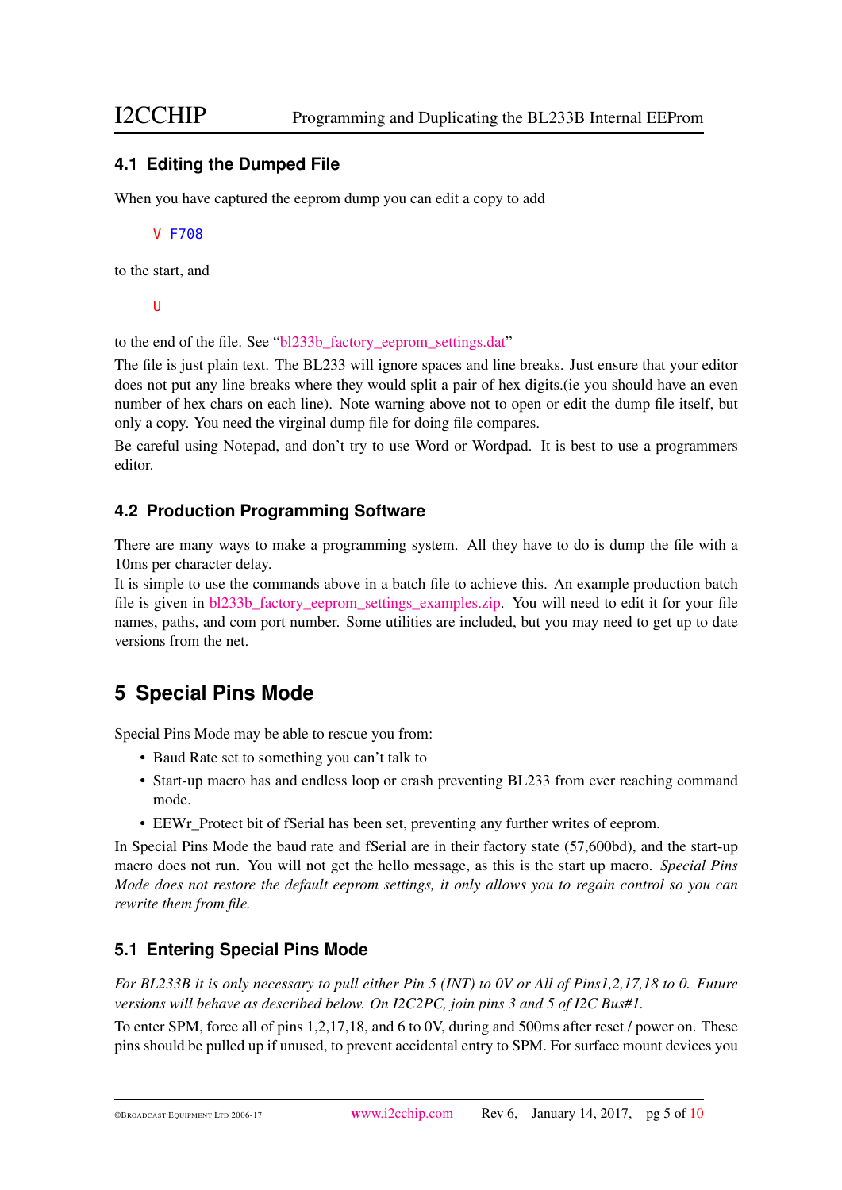### 4.1 Editing the Dumped File

When you have captured the eeprom dump you can edit a copy to add

```
V F708
```

to the start, and

```
U
```

to the end of the file. See "bl233b_factory_eeprom_settings.dat"

The file is just plain text. The BL233 will ignore spaces and line breaks. Just ensure that your editor does not put any line breaks where they would split a pair of hex digits.(ie you should have an even number of hex chars on each line). Note warning above not to open or edit the dump file itself, but only a copy. You need the virginal dump file for doing file compares.

Be careful using Notepad, and don't try to use Word or Wordpad. It is best to use a programmers editor.

### 4.2 Production Programming Software

There are many ways to make a programming system. All they have to do is dump the file with a 10ms per character delay.

It is simple to use the commands above in a batch file to achieve this. An example production batch file is given in bl233b_factory_eeprom_settings_examples.zip. You will need to edit it for your file names, paths, and com port number. Some utilities are included, but you may need to get up to date versions from the net.

## 5 Special Pins Mode

Special Pins Mode may be able to rescue you from:

- Baud Rate set to something you can't talk to
- Start-up macro has and endless loop or crash preventing BL233 from ever reaching command mode.
- EEWr_Protect bit of fSerial has been set, preventing any further writes of eeprom.

In Special Pins Mode the baud rate and fSerial are in their factory state (57,600bd), and the start-up macro does not run. You will not get the hello message, as this is the start up macro. *Special Pins Mode does not restore the default eeprom settings, it only allows you to regain control so you can rewrite them from file.*

### 5.1 Entering Special Pins Mode

*For BL233B it is only necessary to pull either Pin 5 (INT) to 0V or All of Pins1,2,17,18 to 0. Future versions will behave as described below. On I2C2PC, join pins 3 and 5 of I2C Bus#1.*

To enter SPM, force all of pins 1,2,17,18, and 6 to 0V, during and 500ms after reset / power on. These pins should be pulled up if unused, to prevent accidental entry to SPM. For surface mount devices you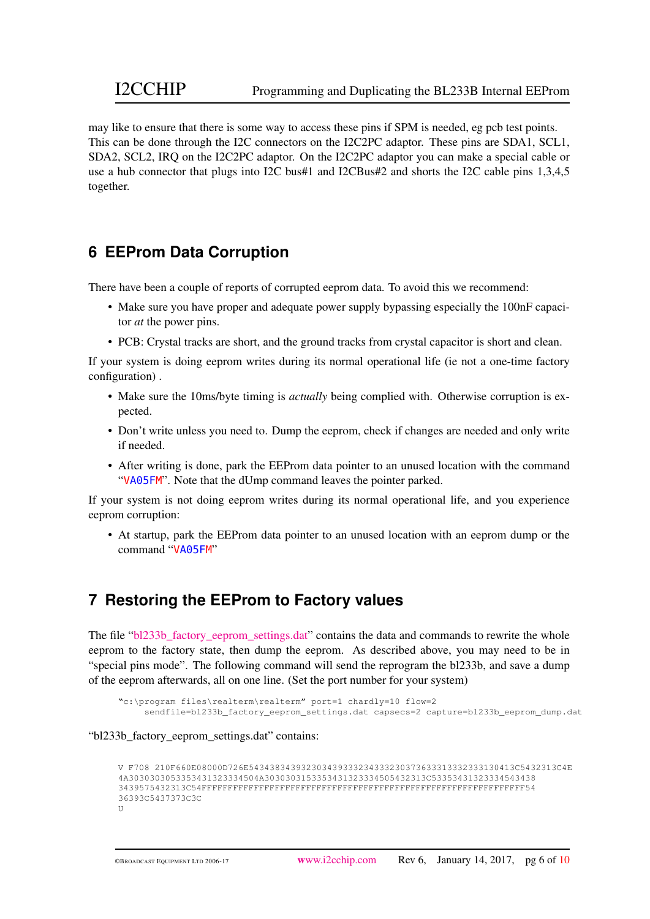may like to ensure that there is some way to access these pins if SPM is needed, eg pcb test points. This can be done through the I2C connectors on the I2C2PC adaptor. These pins are SDA1, SCL1, SDA2, SCL2, IRQ on the I2C2PC adaptor. On the I2C2PC adaptor you can make a special cable or use a hub connector that plugs into I2C bus#1 and I2CBus#2 and shorts the I2C cable pins 1,3,4,5 together.

## 6 EEProm Data Corruption

There have been a couple of reports of corrupted eeprom data. To avoid this we recommend:

- Make sure you have proper and adequate power supply bypassing especially the 100nF capacitor *at* the power pins.
- PCB: Crystal tracks are short, and the ground tracks from crystal capacitor is short and clean.

If your system is doing eeprom writes during its normal operational life (ie not a one-time factory configuration) .

- Make sure the 10ms/byte timing is *actually* being complied with. Otherwise corruption is expected.
- Don't write unless you need to. Dump the eeprom, check if changes are needed and only write if needed.
- After writing is done, park the EEProm data pointer to an unused location with the command "`VA05FM`". Note that the dUmp command leaves the pointer parked.

If your system is not doing eeprom writes during its normal operational life, and you experience eeprom corruption:

- At startup, park the EEProm data pointer to an unused location with an eeprom dump or the command "`VA05FM`"

## 7 Restoring the EEProm to Factory values

The file "bl233b_factory_eeprom_settings.dat" contains the data and commands to rewrite the whole eeprom to the factory state, then dump the eeprom. As described above, you may need to be in "special pins mode". The following command will send the reprogram the bl233b, and save a dump of the eeprom afterwards, all on one line. (Set the port number for your system)

```
"c:\program files\realterm\realterm" port=1 chardly=10 flow=2
     sendfile=bl233b_factory_eeprom_settings.dat capsecs=2 capture=bl233b_eeprom_dump.dat
```

"bl233b_factory_eeprom_settings.dat" contains:

```
V F708 210F660E08000D726E5434383439323034393332343332303736333133323333130413C5432313C4E
4A303030305335343132333450 4A30303031533534313233345054 32313C533534313233334543438
3439575432313C54FFFFFFFFFFFFFFFFFFFFFFFFFFFFFFFFFFFFFFFFFFFFFFFFFFFFFFFFFFFFFFFFFF54
36393C5437373C3C
U
```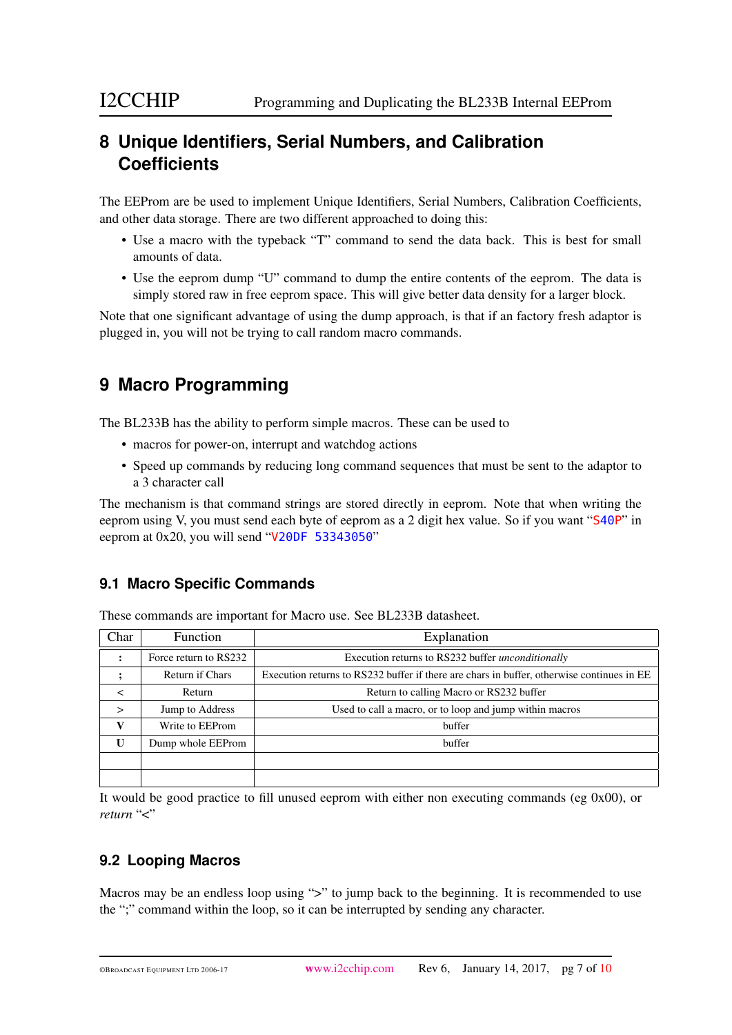## 8 Unique Identifiers, Serial Numbers, and Calibration Coefficients

The EEProm are be used to implement Unique Identifiers, Serial Numbers, Calibration Coefficients, and other data storage. There are two different approached to doing this:

- Use a macro with the typeback "T" command to send the data back. This is best for small amounts of data.
- Use the eeprom dump "U" command to dump the entire contents of the eeprom. The data is simply stored raw in free eeprom space. This will give better data density for a larger block.

Note that one significant advantage of using the dump approach, is that if an factory fresh adaptor is plugged in, you will not be trying to call random macro commands.

## 9 Macro Programming

The BL233B has the ability to perform simple macros. These can be used to

- macros for power-on, interrupt and watchdog actions
- Speed up commands by reducing long command sequences that must be sent to the adaptor to a 3 character call

The mechanism is that command strings are stored directly in eeprom. Note that when writing the eeprom using V, you must send each byte of eeprom as a 2 digit hex value. So if you want "`S40P`" in eeprom at 0x20, you will send "`V20DF 53343050`"

### 9.1 Macro Specific Commands

These commands are important for Macro use. See BL233B datasheet.

| Char | Function | Explanation |
|---|---|---|
| **:** | Force return to RS232 | Execution returns to RS232 buffer *unconditionally* |
| **;** | Return if Chars | Execution returns to RS232 buffer if there are chars in buffer, otherwise continues in EE |
| < | Return | Return to calling Macro or RS232 buffer |
| > | Jump to Address | Used to call a macro, or to loop and jump within macros |
| **V** | Write to EEProm | buffer |
| **U** | Dump whole EEProm | buffer |
| | | |
| | | |

It would be good practice to fill unused eeprom with either non executing commands (eg 0x00), or *return* "<"

### 9.2 Looping Macros

Macros may be an endless loop using ">" to jump back to the beginning. It is recommended to use the ";" command within the loop, so it can be interrupted by sending any character.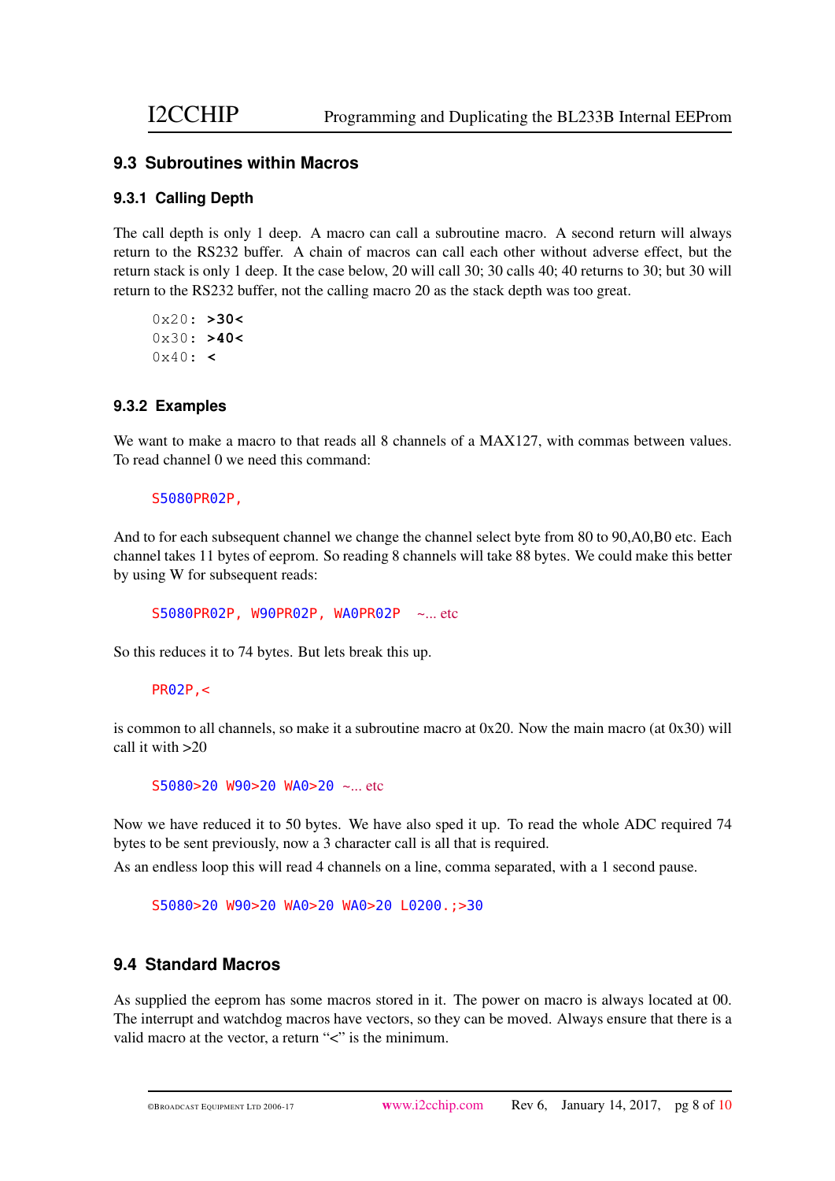## 9.3 Subroutines within Macros

### 9.3.1 Calling Depth

The call depth is only 1 deep. A macro can call a subroutine macro. A second return will always return to the RS232 buffer. A chain of macros can call each other without adverse effect, but the return stack is only 1 deep. It the case below, 20 will call 30; 30 calls 40; 40 returns to 30; but 30 will return to the RS232 buffer, not the calling macro 20 as the stack depth was too great.

```
0x20: >30<
0x30: >40<
0x40: <
```

### 9.3.2 Examples

We want to make a macro to that reads all 8 channels of a MAX127, with commas between values. To read channel 0 we need this command:

```
S5080PR02P,
```

And to for each subsequent channel we change the channel select byte from 80 to 90,A0,B0 etc. Each channel takes 11 bytes of eeprom. So reading 8 channels will take 88 bytes. We could make this better by using W for subsequent reads:

```
S5080PR02P, W90PR02P, WA0PR02P  ~... etc
```

So this reduces it to 74 bytes. But lets break this up.

```
PR02P,<
```

is common to all channels, so make it a subroutine macro at 0x20. Now the main macro (at 0x30) will call it with >20

```
S5080>20 W90>20 WA0>20 ~... etc
```

Now we have reduced it to 50 bytes. We have also sped it up. To read the whole ADC required 74 bytes to be sent previously, now a 3 character call is all that is required.

As an endless loop this will read 4 channels on a line, comma separated, with a 1 second pause.

```
S5080>20 W90>20 WA0>20 WA0>20 L0200.;>30
```

## 9.4 Standard Macros

As supplied the eeprom has some macros stored in it. The power on macro is always located at 00. The interrupt and watchdog macros have vectors, so they can be moved. Always ensure that there is a valid macro at the vector, a return “<” is the minimum.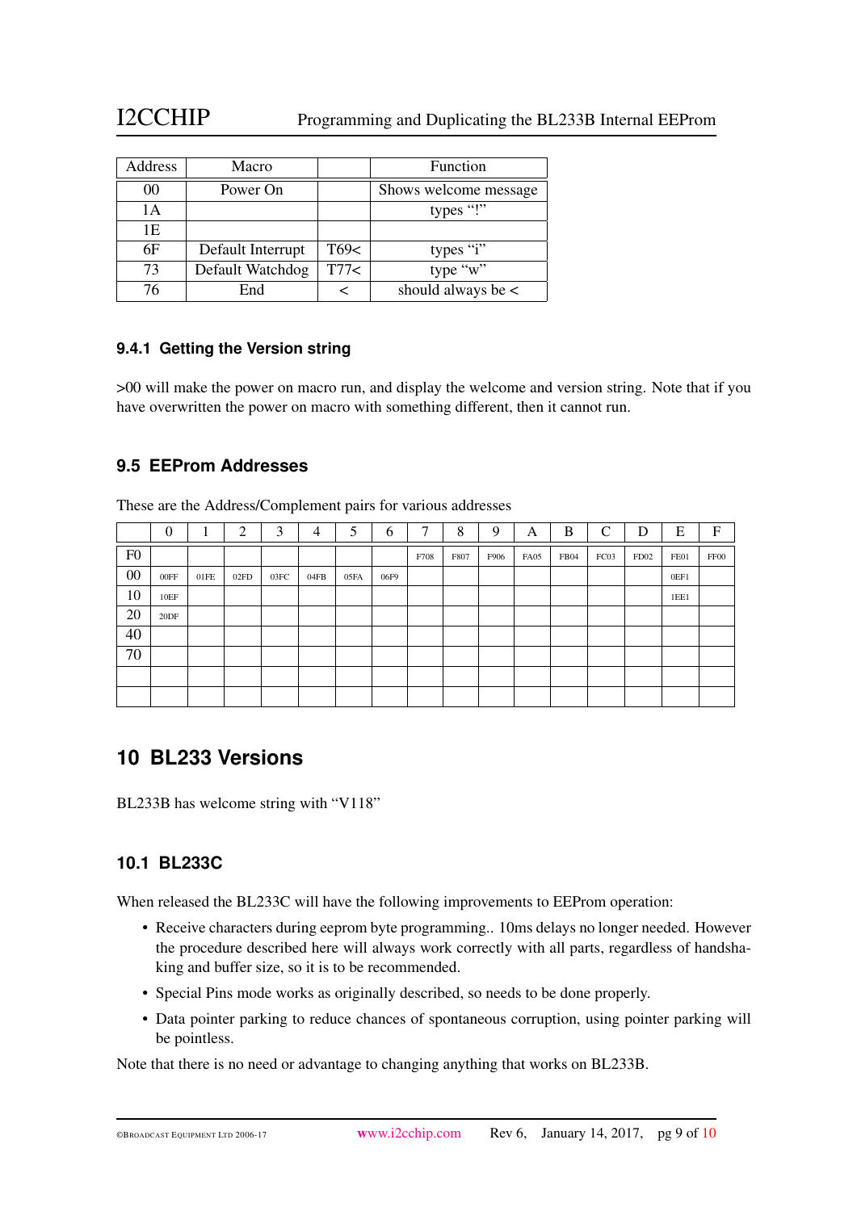| Address | Macro | | Function |
|---|---|---|---|
| 00 | Power On | | Shows welcome message |
| 1A | | | types "!" |
| 1E | | | |
| 6F | Default Interrupt | T69< | types "i" |
| 73 | Default Watchdog | T77< | type "w" |
| 76 | End | < | should always be < |

### 9.4.1 Getting the Version string

>00 will make the power on macro run, and display the welcome and version string. Note that if you have overwritten the power on macro with something different, then it cannot run.

## 9.5 EEProm Addresses

These are the Address/Complement pairs for various addresses

| | 0 | 1 | 2 | 3 | 4 | 5 | 6 | 7 | 8 | 9 | A | B | C | D | E | F |
|---|---|---|---|---|---|---|---|---|---|---|---|---|---|---|---|---|
| F0 | | | | | | | | F708 | F807 | F906 | FA05 | FB04 | FC03 | FD02 | FE01 | FF00 |
| 00 | 00FF | 01FE | 02FD | 03FC | 04FB | 05FA | 06F9 | | | | | | | | 0EF1 | |
| 10 | 10EF | | | | | | | | | | | | | | 1EE1 | |
| 20 | 20DF | | | | | | | | | | | | | | | |
| 40 | | | | | | | | | | | | | | | | |
| 70 | | | | | | | | | | | | | | | | |
| | | | | | | | | | | | | | | | | |
| | | | | | | | | | | | | | | | | |

# 10 BL233 Versions

BL233B has welcome string with "V118"

## 10.1 BL233C

When released the BL233C will have the following improvements to EEProm operation:

- Receive characters during eeprom byte programming.. 10ms delays no longer needed. However the procedure described here will always work correctly with all parts, regardless of handshaking and buffer size, so it is to be recommended.
- Special Pins mode works as originally described, so needs to be done properly.
- Data pointer parking to reduce chances of spontaneous corruption, using pointer parking will be pointless.

Note that there is no need or advantage to changing anything that works on BL233B.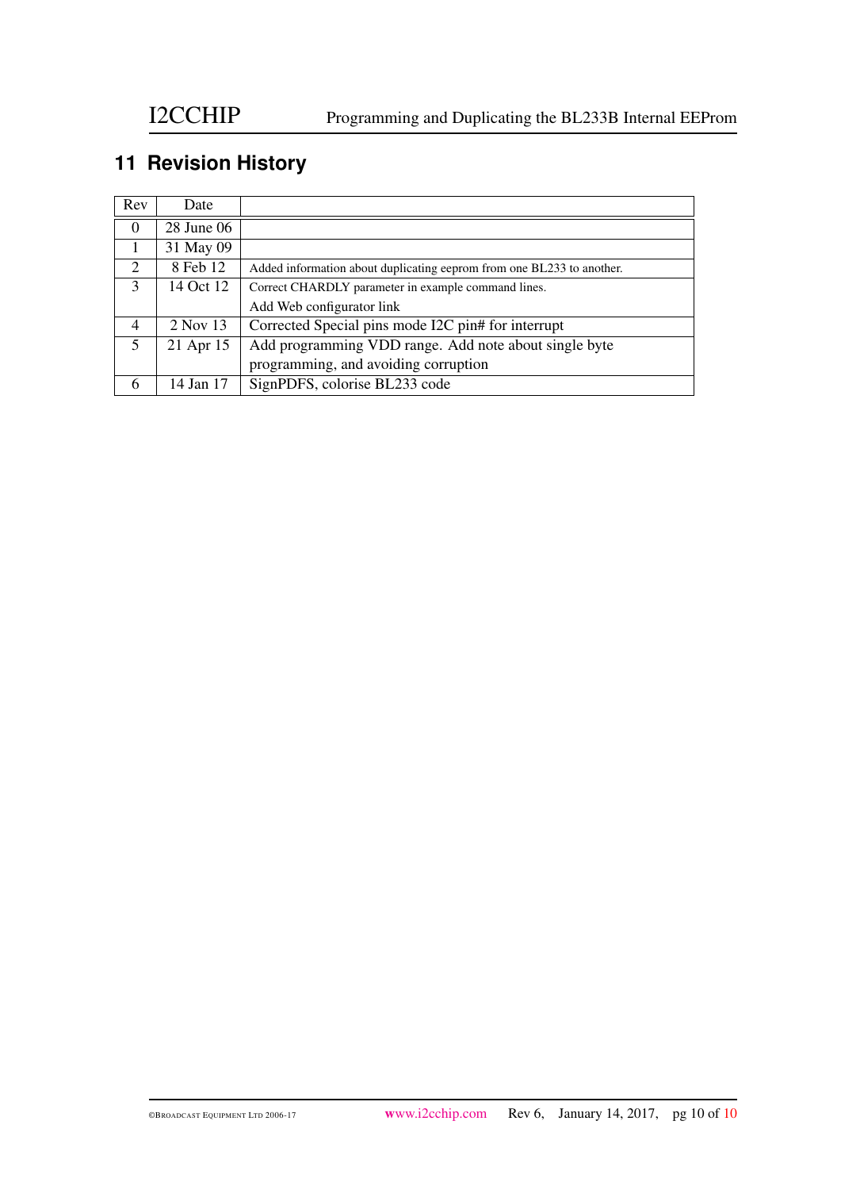## 11 Revision History

| Rev | Date | |
|---|---|---|
| 0 | 28 June 06 | |
| 1 | 31 May 09 | |
| 2 | 8 Feb 12 | Added information about duplicating eeprom from one BL233 to another. |
| 3 | 14 Oct 12 | Correct CHARDLY parameter in example command lines. Add Web configurator link |
| 4 | 2 Nov 13 | Corrected Special pins mode I2C pin# for interrupt |
| 5 | 21 Apr 15 | Add programming VDD range. Add note about single byte programming, and avoiding corruption |
| 6 | 14 Jan 17 | SignPDFS, colorise BL233 code |